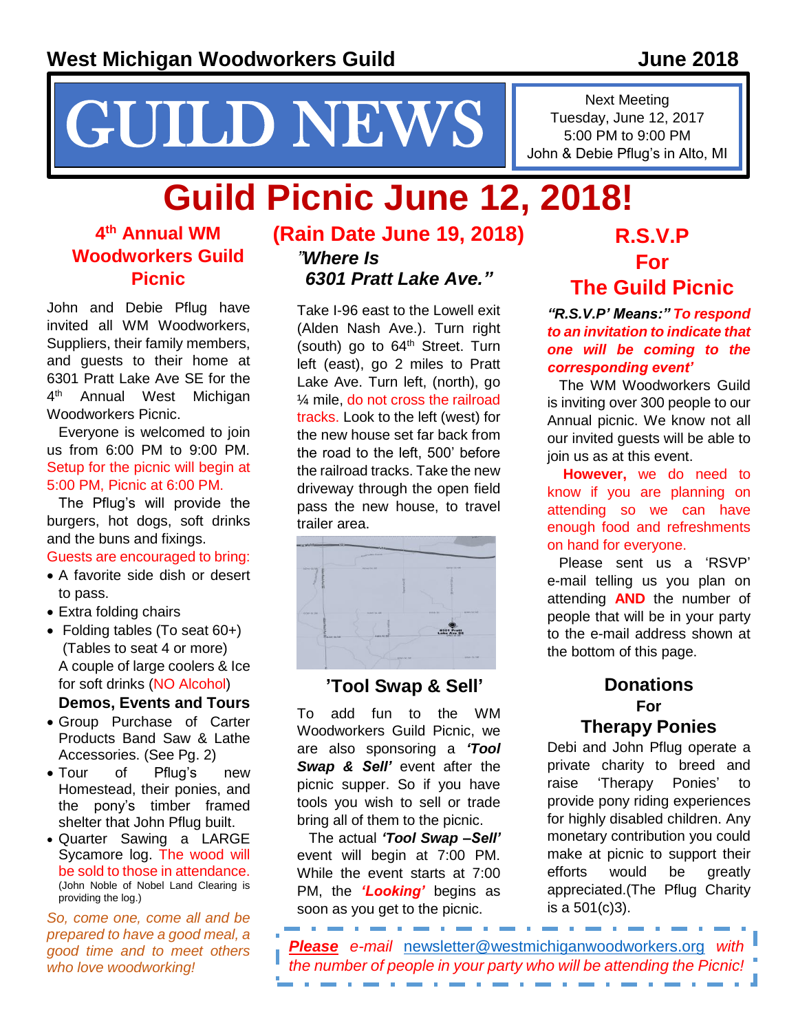West Michigan Woodworkers Guild — June 2018

# GUILD NEWS

Next Meeting
Tuesday, June 12, 2017
5:00 PM to 9:00 PM
John & Debie Pflug's in Alto, MI

# Guild Picnic June 12, 2018!

## (Rain Date June 19, 2018)

### 4th Annual WM Woodworkers Guild Picnic

John and Debie Pflug have invited all WM Woodworkers, Suppliers, their family members, and guests to their home at 6301 Pratt Lake Ave SE for the 4th Annual West Michigan Woodworkers Picnic.

Everyone is welcomed to join us from 6:00 PM to 9:00 PM. Setup for the picnic will begin at 5:00 PM, Picnic at 6:00 PM.

The Pflug's will provide the burgers, hot dogs, soft drinks and the buns and fixings.

Guests are encouraged to bring:

- A favorite side dish or desert to pass.
- Extra folding chairs
- Folding tables (To seat 60+) (Tables to seat 4 or more)
  A couple of large coolers & Ice for soft drinks (NO Alcohol)

**Demos, Events and Tours**

- Group Purchase of Carter Products Band Saw & Lathe Accessories. (See Pg. 2)
- Tour of Pflug's new Homestead, their ponies, and the pony's timber framed shelter that John Pflug built.
- Quarter Sawing a LARGE Sycamore log. The wood will be sold to those in attendance. (John Noble of Nobel Land Clearing is providing the log.)

*So, come one, come all and be prepared to have a good meal, a good time and to meet others who love woodworking!*

### *"Where Is 6301 Pratt Lake Ave."*

Take I-96 east to the Lowell exit (Alden Nash Ave.). Turn right (south) go to 64th Street. Turn left (east), go 2 miles to Pratt Lake Ave. Turn left, (north), go ¼ mile, do not cross the railroad tracks. Look to the left (west) for the new house set far back from the road to the left, 500' before the railroad tracks. Take the new driveway through the open field pass the new house, to travel trailer area.

### 'Tool Swap & Sell'

To add fun to the WM Woodworkers Guild Picnic, we are also sponsoring a ***'Tool Swap & Sell'*** event after the picnic supper. So if you have tools you wish to sell or trade bring all of them to the picnic.

The actual ***'Tool Swap –Sell'*** event will begin at 7:00 PM. While the event starts at 7:00 PM, the ***'Looking'*** begins as soon as you get to the picnic.

### R.S.V.P For The Guild Picnic

***"R.S.V.P' Means:" To respond to an invitation to indicate that one will be coming to the corresponding event'***

The WM Woodworkers Guild is inviting over 300 people to our Annual picnic. We know not all our invited guests will be able to join us as at this event.

**However,** we do need to know if you are planning on attending so we can have enough food and refreshments on hand for everyone.

Please sent us a 'RSVP' e-mail telling us you plan on attending **AND** the number of people that will be in your party to the e-mail address shown at the bottom of this page.

### Donations For Therapy Ponies

Debi and John Pflug operate a private charity to breed and raise 'Therapy Ponies' to provide pony riding experiences for highly disabled children. Any monetary contribution you could make at picnic to support their efforts would be greatly appreciated.(The Pflug Charity is a 501(c)3).

***Please*** *e-mail* newsletter@westmichiganwoodworkers.org *with the number of people in your party who will be attending the Picnic!*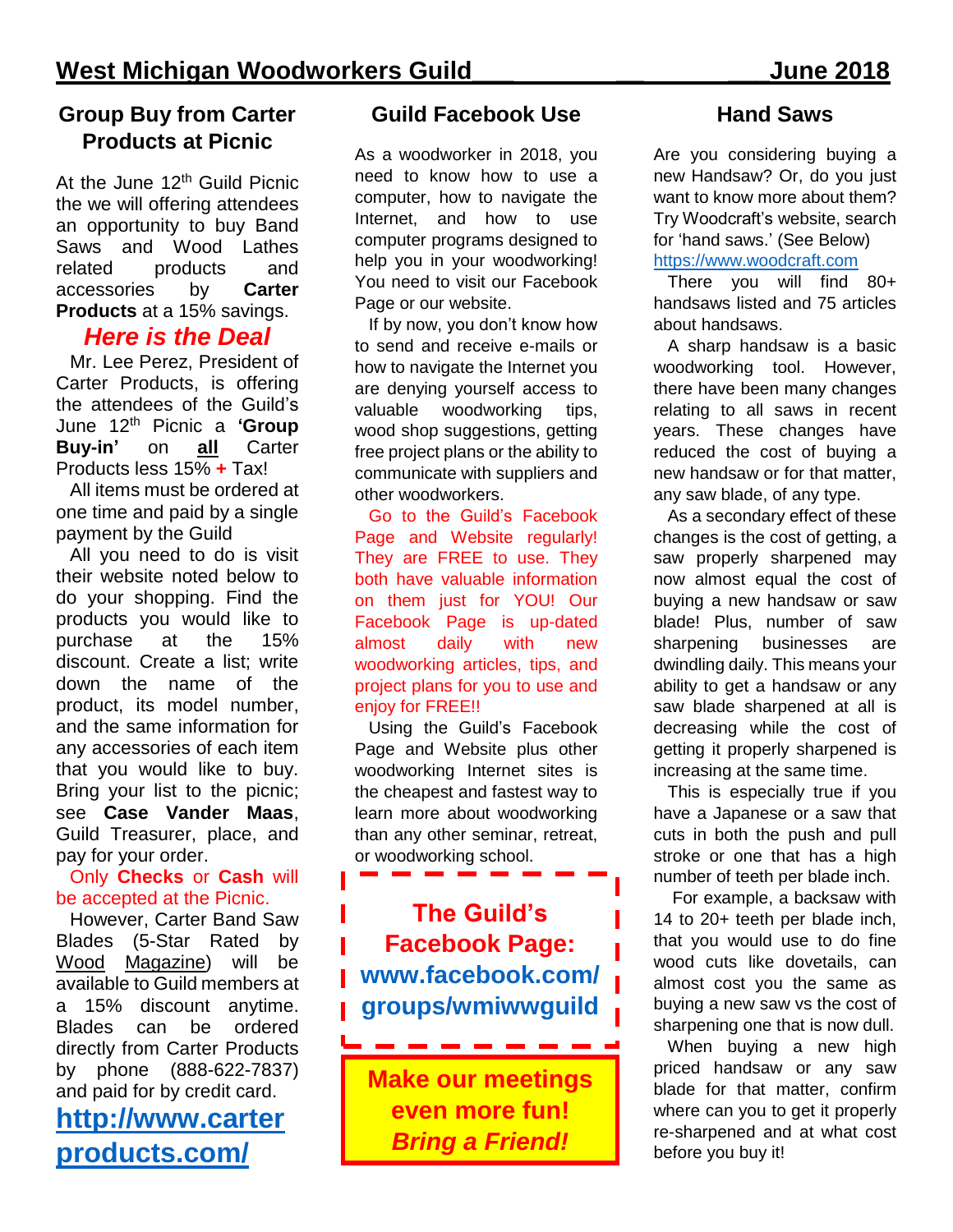## Group Buy from Carter Products at Picnic

At the June 12th Guild Picnic the we will offering attendees an opportunity to buy Band Saws and Wood Lathes related products and accessories by **Carter Products** at a 15% savings.

### *Here is the Deal*

Mr. Lee Perez, President of Carter Products, is offering the attendees of the Guild's June 12th Picnic a **'Group Buy-in'** on **all** Carter Products less 15% **+** Tax!

All items must be ordered at one time and paid by a single payment by the Guild

All you need to do is visit their website noted below to do your shopping. Find the products you would like to purchase at the 15% discount. Create a list; write down the name of the product, its model number, and the same information for any accessories of each item that you would like to buy. Bring your list to the picnic; see **Case Vander Maas**, Guild Treasurer, place, and pay for your order.

Only **Checks** or **Cash** will be accepted at the Picnic.

However, Carter Band Saw Blades (5-Star Rated by Wood Magazine) will be available to Guild members at a 15% discount anytime. Blades can be ordered directly from Carter Products by phone (888-622-7837) and paid for by credit card.

**http://www.carterproducts.com/**

## Guild Facebook Use

As a woodworker in 2018, you need to know how to use a computer, how to navigate the Internet, and how to use computer programs designed to help you in your woodworking! You need to visit our Facebook Page or our website.

If by now, you don't know how to send and receive e-mails or how to navigate the Internet you are denying yourself access to valuable woodworking tips, wood shop suggestions, getting free project plans or the ability to communicate with suppliers and other woodworkers.

Go to the Guild's Facebook Page and Website regularly! They are FREE to use. They both have valuable information on them just for YOU! Our Facebook Page is up-dated almost daily with new woodworking articles, tips, and project plans for you to use and enjoy for FREE!!

Using the Guild's Facebook Page and Website plus other woodworking Internet sites is the cheapest and fastest way to learn more about woodworking than any other seminar, retreat, or woodworking school.

**The Guild's Facebook Page: www.facebook.com/groups/wmiwwguild**

**Make our meetings even more fun! *Bring a Friend!***

## Hand Saws

Are you considering buying a new Handsaw? Or, do you just want to know more about them? Try Woodcraft's website, search for 'hand saws.' (See Below)
https://www.woodcraft.com

There you will find 80+ handsaws listed and 75 articles about handsaws.

A sharp handsaw is a basic woodworking tool. However, there have been many changes relating to all saws in recent years. These changes have reduced the cost of buying a new handsaw or for that matter, any saw blade, of any type.

As a secondary effect of these changes is the cost of getting, a saw properly sharpened may now almost equal the cost of buying a new handsaw or saw blade! Plus, number of saw sharpening businesses are dwindling daily. This means your ability to get a handsaw or any saw blade sharpened at all is decreasing while the cost of getting it properly sharpened is increasing at the same time.

This is especially true if you have a Japanese or a saw that cuts in both the push and pull stroke or one that has a high number of teeth per blade inch.

For example, a backsaw with 14 to 20+ teeth per blade inch, that you would use to do fine wood cuts like dovetails, can almost cost you the same as buying a new saw vs the cost of sharpening one that is now dull.

When buying a new high priced handsaw or any saw blade for that matter, confirm where can you to get it properly re-sharpened and at what cost before you buy it!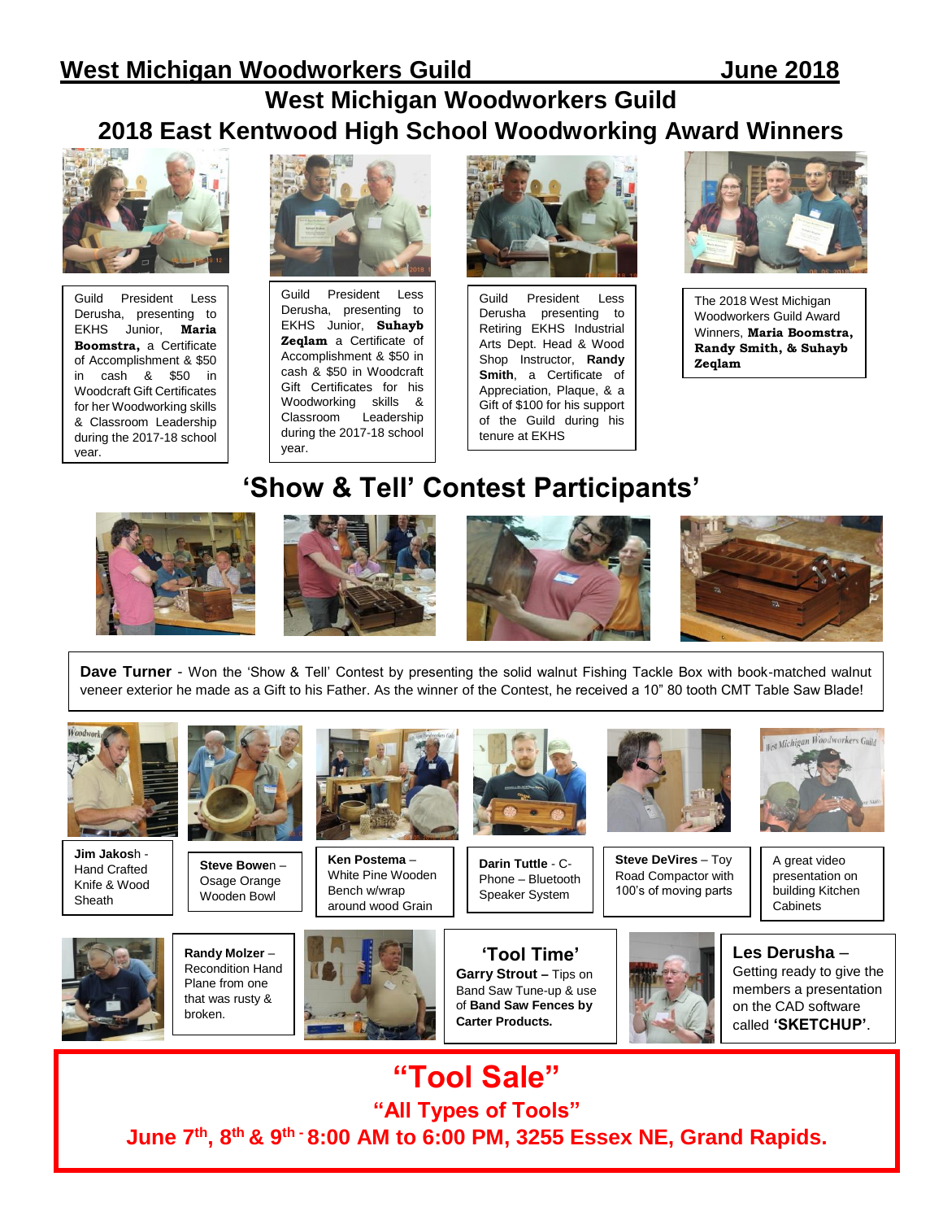# West Michigan Woodworkers Guild

## 2018 East Kentwood High School Woodworking Award Winners

Guild President Less Derusha, presenting to EKHS Junior, **Maria Boomstra,** a Certificate of Accomplishment & $50 in cash & $50 in Woodcraft Gift Certificates for her Woodworking skills & Classroom Leadership during the 2017-18 school year.

Guild President Less Derusha, presenting to EKHS Junior, **Suhayb Zeqlam** a Certificate of Accomplishment & $50 in cash & $50 in Woodcraft Gift Certificates for his Woodworking skills & Classroom Leadership during the 2017-18 school year.

Guild President Less Derusha presenting to Retiring EKHS Industrial Arts Dept. Head & Wood Shop Instructor, **Randy Smith**, a Certificate of Appreciation, Plaque, & a Gift of $100 for his support of the Guild during his tenure at EKHS

The 2018 West Michigan Woodworkers Guild Award Winners, **Maria Boomstra, Randy Smith, & Suhayb Zeqlam**

## 'Show & Tell' Contest Participants'

**Dave Turner** - Won the 'Show & Tell' Contest by presenting the solid walnut Fishing Tackle Box with book-matched walnut veneer exterior he made as a Gift to his Father. As the winner of the Contest, he received a 10" 80 tooth CMT Table Saw Blade!

**Jim Jakosh** - Hand Crafted Knife & Wood Sheath

**Steve Bowen** – Osage Orange Wooden Bowl

**Ken Postema** – White Pine Wooden Bench w/wrap around wood Grain

**Darin Tuttle** - C-Phone – Bluetooth Speaker System

**Steve DeVires** – Toy Road Compactor with 100's of moving parts

A great video presentation on building Kitchen Cabinets

**Randy Molzer** – Recondition Hand Plane from one that was rusty & broken.

## 'Tool Time'

**Garry Strout –** Tips on Band Saw Tune-up & use of **Band Saw Fences by Carter Products.**

**Les Derusha** – Getting ready to give the members a presentation on the CAD software called **'SKETCHUP'**.

## "Tool Sale"

**"All Types of Tools"**

**June 7th, 8th & 9th - 8:00 AM to 6:00 PM, 3255 Essex NE, Grand Rapids.**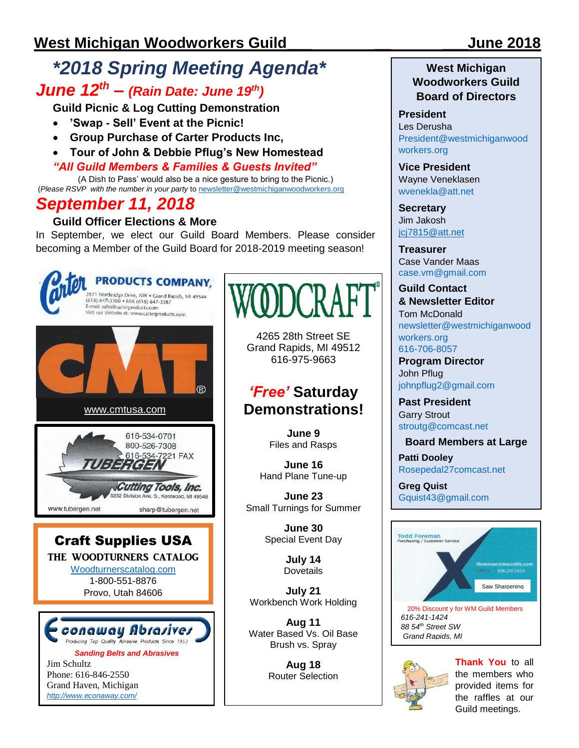# West Michigan Woodworkers Guild — June 2018

## *2018 Spring Meeting Agenda*

### June 12th – (Rain Date: June 19th)

**Guild Picnic & Log Cutting Demonstration**

- **'Swap - Sell' Event at the Picnic!**
- **Group Purchase of Carter Products Inc,**
- **Tour of John & Debbie Pflug's New Homestead**

***"All Guild Members & Families & Guests Invited"***

(A Dish to Pass' would also be a nice gesture to bring to the Picnic.)
(*Please RSVP with the number in your party* to newsletter@westmichiganwoodworkers.org

### September 11, 2018

**Guild Officer Elections & More**

In September, we elect our Guild Board Members. Please consider becoming a Member of the Guild Board for 2018-2019 meeting season!

**Carter PRODUCTS COMPANY,**
2871 Northridge Drive, NW • Grand Rapids, MI 49544
(616) 647-3380 • FAX (616) 647-3387
E-mail: sales@carterproducts.com
Visit our Website at: www.carterproducts.com

**CMT**
www.cmtusa.com

**TUBERGEN Cutting Tools, Inc.**
616-534-0701
800-526-7308
616-534-7221 FAX
5252 Division Ave. S., Kentwood, MI 49548
www.tubergen.net sharp@tubergen.net

**Craft Supplies USA**
THE WOODTURNERS CATALOG
Woodturnerscatalog.com
1-800-551-8876
Provo, Utah 84606

**conaway Abrasives**
Producing Top Quality Abrasive Products Since 1953
***Sanding Belts and Abrasives***
Jim Schultz
Phone: 616-846-2550
Grand Haven, Michigan
*http://www.econaway.com/*

**WOODCRAFT**
4265 28th Street SE
Grand Rapids, MI 49512
616-975-9663

### *'Free'* Saturday Demonstrations!

**June 9**
Files and Rasps

**June 16**
Hand Plane Tune-up

**June 23**
Small Turnings for Summer

**June 30**
Special Event Day

**July 14**
Dovetails

**July 21**
Workbench Work Holding

**Aug 11**
Water Based Vs. Oil Base
Brush vs. Spray

**Aug 18**
Router Selection

### West Michigan Woodworkers Guild Board of Directors

**President**
Les Derusha
President@westmichiganwoodworkers.org

**Vice President**
Wayne Veneklasen
wvenekla@att.net

**Secretary**
Jim Jakosh
jcj7815@att.net

**Treasurer**
Case Vander Maas
case.vm@gmail.com

**Guild Contact & Newsletter Editor**
Tom McDonald
newsletter@westmichiganwoodworkers.org
616-706-8057

**Program Director**
John Pflug
johnpflug2@gmail.com

**Past President**
Garry Strout
stroutg@comcast.net

**Board Members at Large**

**Patti Dooley**
Rosepedal27comcast.net

**Greg Quist**
Gquist43@gmail.com

Todd Foreman
Purchasing / Customer Service
tforeman@maxxlife.com
Office 616.241.1424
Saw Sharpening

20% Discount y for WM Guild Members
*616-241-1424*
*88 54th Street SW*
*Grand Rapids, MI*

**Thank You** to all the members who provided items for the raffles at our Guild meetings.